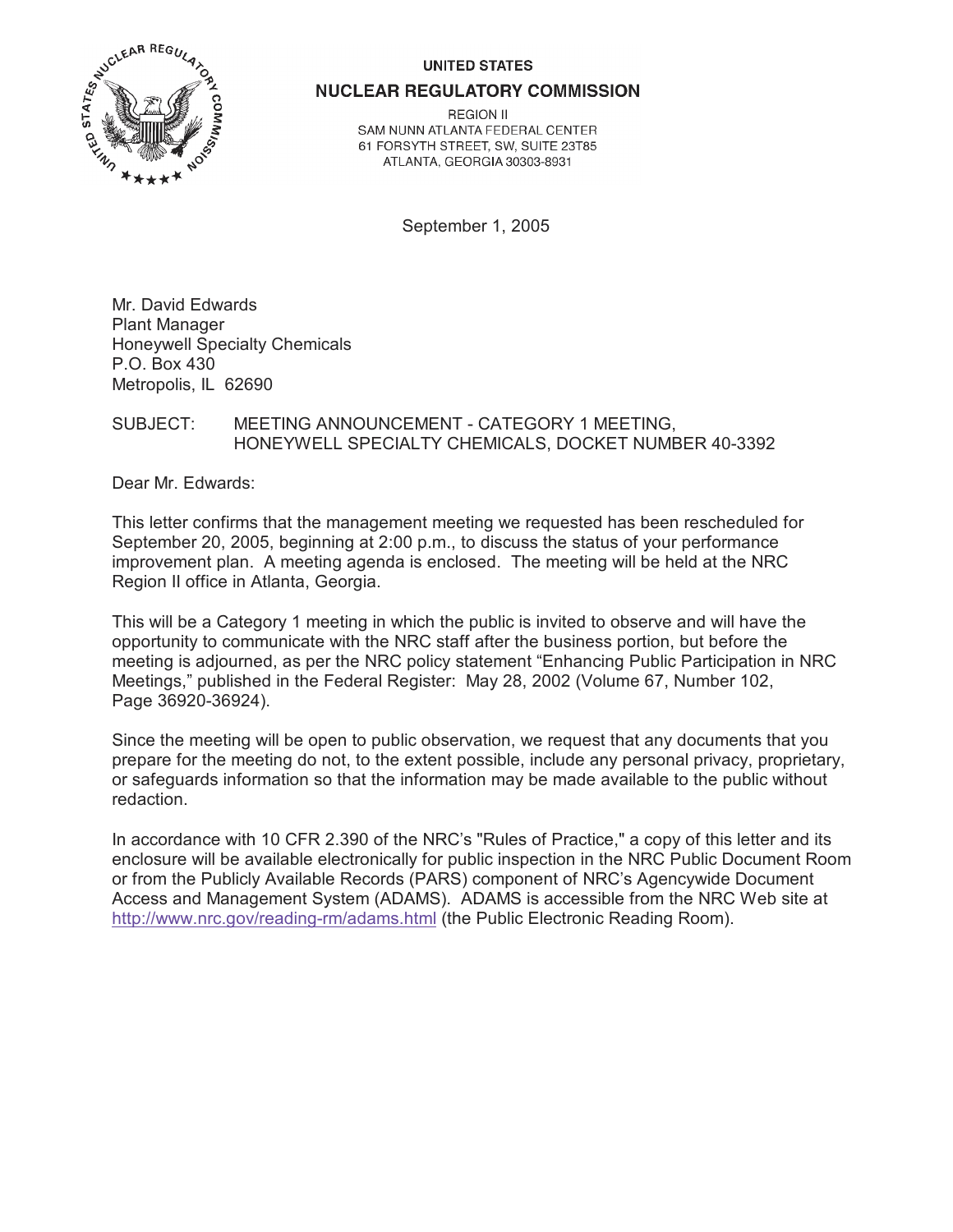UNITED STATES

# NUCLEAR REGULATORY COMMISSION

REGION II
SAM NUNN ATLANTA FEDERAL CENTER
61 FORSYTH STREET, SW, SUITE 23T85
ATLANTA, GEORGIA 30303-8931

September 1, 2005

Mr. David Edwards
Plant Manager
Honeywell Specialty Chemicals
P.O. Box 430
Metropolis, IL 62690

SUBJECT: MEETING ANNOUNCEMENT - CATEGORY 1 MEETING, HONEYWELL SPECIALTY CHEMICALS, DOCKET NUMBER 40-3392

Dear Mr. Edwards:

This letter confirms that the management meeting we requested has been rescheduled for September 20, 2005, beginning at 2:00 p.m., to discuss the status of your performance improvement plan. A meeting agenda is enclosed. The meeting will be held at the NRC Region II office in Atlanta, Georgia.

This will be a Category 1 meeting in which the public is invited to observe and will have the opportunity to communicate with the NRC staff after the business portion, but before the meeting is adjourned, as per the NRC policy statement "Enhancing Public Participation in NRC Meetings," published in the Federal Register: May 28, 2002 (Volume 67, Number 102, Page 36920-36924).

Since the meeting will be open to public observation, we request that any documents that you prepare for the meeting do not, to the extent possible, include any personal privacy, proprietary, or safeguards information so that the information may be made available to the public without redaction.

In accordance with 10 CFR 2.390 of the NRC's "Rules of Practice," a copy of this letter and its enclosure will be available electronically for public inspection in the NRC Public Document Room or from the Publicly Available Records (PARS) component of NRC's Agencywide Document Access and Management System (ADAMS). ADAMS is accessible from the NRC Web site at http://www.nrc.gov/reading-rm/adams.html (the Public Electronic Reading Room).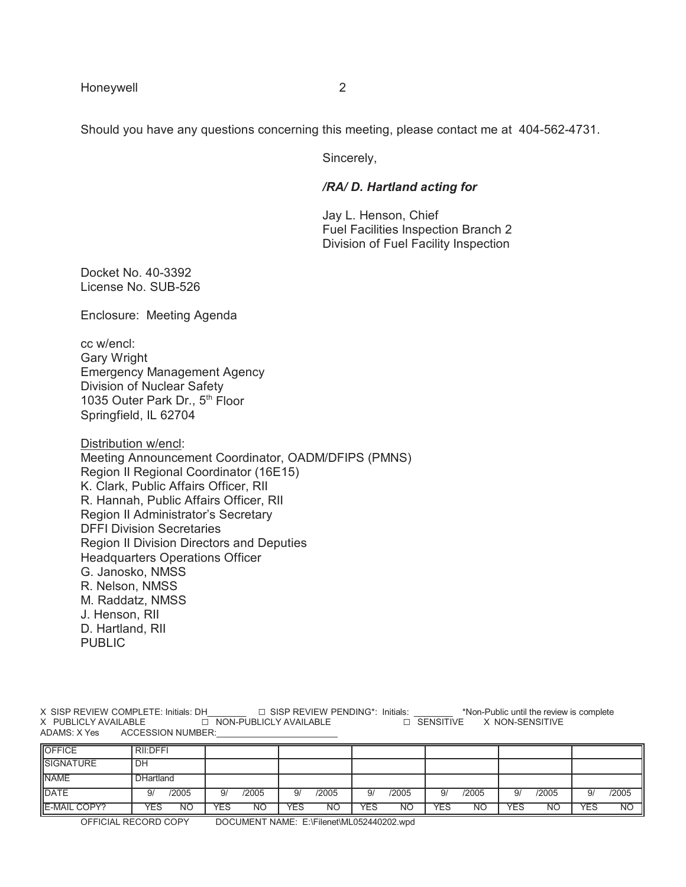Should you have any questions concerning this meeting, please contact me at 404-562-4731.

Sincerely,

***/RA/ D. Hartland acting for***

Jay L. Henson, Chief
Fuel Facilities Inspection Branch 2
Division of Fuel Facility Inspection

Docket No. 40-3392
License No. SUB-526

Enclosure: Meeting Agenda

cc w/encl:
Gary Wright
Emergency Management Agency
Division of Nuclear Safety
1035 Outer Park Dr., 5th Floor
Springfield, IL 62704

Distribution w/encl:
Meeting Announcement Coordinator, OADM/DFIPS (PMNS)
Region II Regional Coordinator (16E15)
K. Clark, Public Affairs Officer, RII
R. Hannah, Public Affairs Officer, RII
Region II Administrator's Secretary
DFFI Division Secretaries
Region II Division Directors and Deputies
Headquarters Operations Officer
G. Janosko, NMSS
R. Nelson, NMSS
M. Raddatz, NMSS
J. Henson, RII
D. Hartland, RII
PUBLIC

X SISP REVIEW COMPLETE: Initials: DH________ ☐ SISP REVIEW PENDING*: Initials: ________ *Non-Public until the review is complete
X PUBLICLY AVAILABLE ☐ NON-PUBLICLY AVAILABLE ☐ SENSITIVE X NON-SENSITIVE
ADAMS: X Yes ACCESSION NUMBER:________________________

| OFFICE | RII:DFFI | | | | | | |
|---|---|---|---|---|---|---|---|
| SIGNATURE | DH | | | | | | |
| NAME | DHartland | | | | | | |
| DATE | 9/ /2005 | 9/ /2005 | 9/ /2005 | 9/ /2005 | 9/ /2005 | 9/ /2005 | 9/ /2005 |
| E-MAIL COPY? | YES NO | YES NO | YES NO | YES NO | YES NO | YES NO | YES NO |

OFFICIAL RECORD COPY DOCUMENT NAME: E:\Filenet\ML052440202.wpd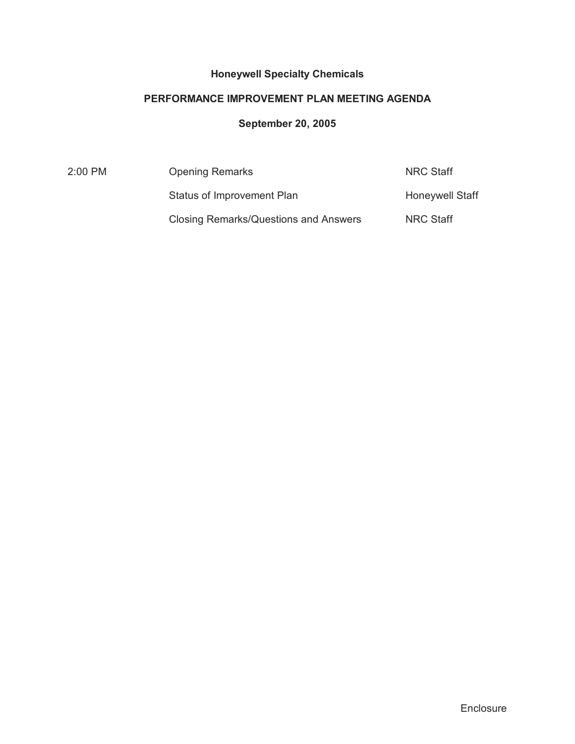**Honeywell Specialty Chemicals**

**PERFORMANCE IMPROVEMENT PLAN MEETING AGENDA**

**September 20, 2005**

| | | |
|---|---|---|
| 2:00 PM | Opening Remarks | NRC Staff |
| | Status of Improvement Plan | Honeywell Staff |
| | Closing Remarks/Questions and Answers | NRC Staff |

Enclosure